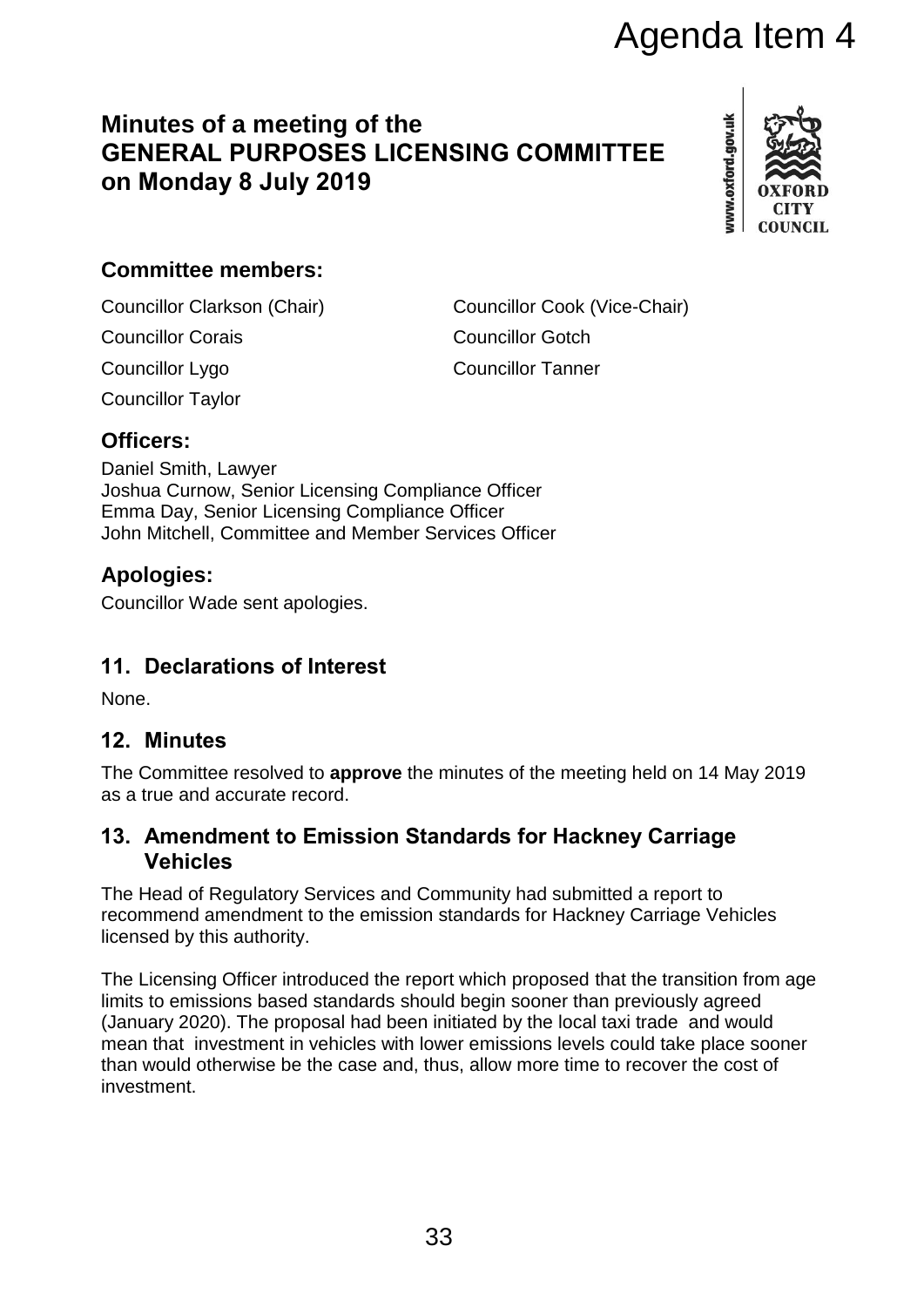Agenda Item 4

# Minutes of a meeting of the GENERAL PURPOSES LICENSING COMMITTEE on Monday 8 July 2019

## Committee members:

Councillor Clarkson (Chair)

Councillor Cook (Vice-Chair)

Councillor Corais

Councillor Gotch

Councillor Lygo

Councillor Tanner

Councillor Taylor

## Officers:

Daniel Smith, Lawyer
Joshua Curnow, Senior Licensing Compliance Officer
Emma Day, Senior Licensing Compliance Officer
John Mitchell, Committee and Member Services Officer

## Apologies:

Councillor Wade sent apologies.

## 11. Declarations of Interest

None.

## 12. Minutes

The Committee resolved to **approve** the minutes of the meeting held on 14 May 2019 as a true and accurate record.

## 13. Amendment to Emission Standards for Hackney Carriage Vehicles

The Head of Regulatory Services and Community had submitted a report to recommend amendment to the emission standards for Hackney Carriage Vehicles licensed by this authority.

The Licensing Officer introduced the report which proposed that the transition from age limits to emissions based standards should begin sooner than previously agreed (January 2020). The proposal had been initiated by the local taxi trade and would mean that investment in vehicles with lower emissions levels could take place sooner than would otherwise be the case and, thus, allow more time to recover the cost of investment.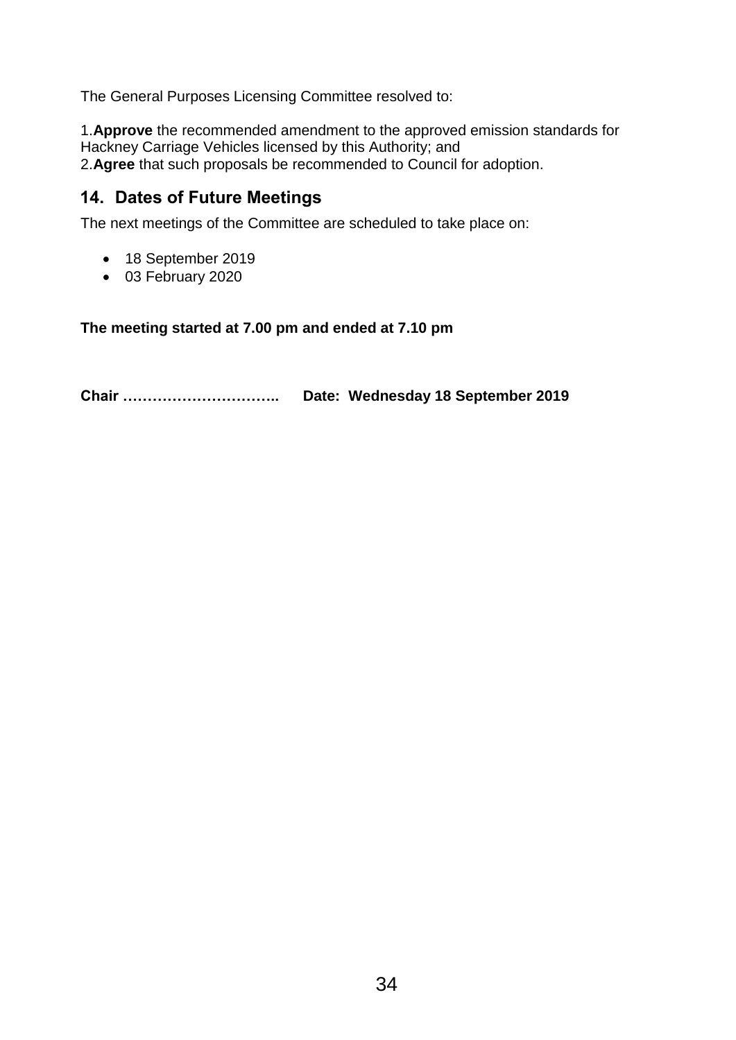The General Purposes Licensing Committee resolved to:

1.**Approve** the recommended amendment to the approved emission standards for Hackney Carriage Vehicles licensed by this Authority; and
2.**Agree** that such proposals be recommended to Council for adoption.

## 14. Dates of Future Meetings

The next meetings of the Committee are scheduled to take place on:

- 18 September 2019
- 03 February 2020

**The meeting started at 7.00 pm and ended at 7.10 pm**

**Chair …………………………..  Date: Wednesday 18 September 2019**